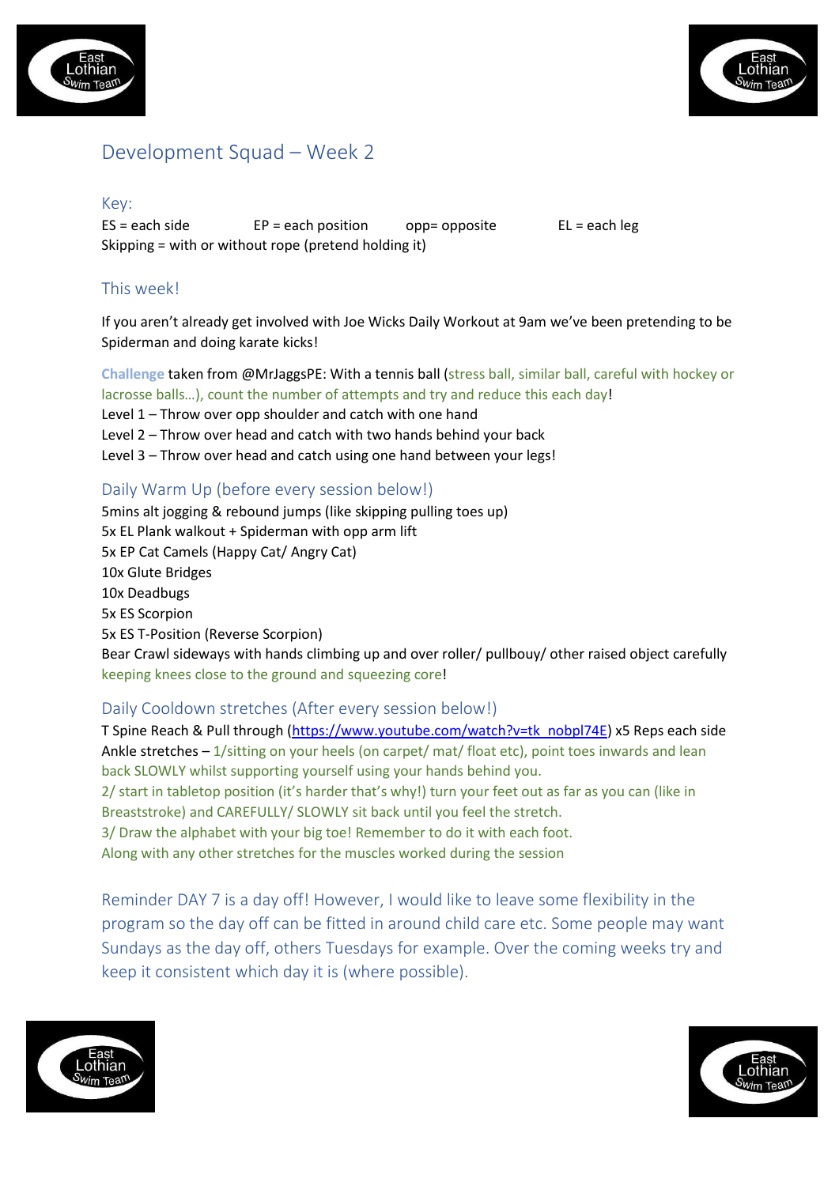# Development Squad – Week 2

## Key:

ES = each side EP = each position opp= opposite EL = each leg

Skipping = with or without rope (pretend holding it)

## This week!

If you aren't already get involved with Joe Wicks Daily Workout at 9am we've been pretending to be Spiderman and doing karate kicks!

**Challenge** taken from @MrJaggsPE: With a tennis ball (stress ball, similar ball, careful with hockey or lacrosse balls…), count the number of attempts and try and reduce this each day!

Level 1 – Throw over opp shoulder and catch with one hand
Level 2 – Throw over head and catch with two hands behind your back
Level 3 – Throw over head and catch using one hand between your legs!

## Daily Warm Up (before every session below!)

5mins alt jogging & rebound jumps (like skipping pulling toes up)
5x EL Plank walkout + Spiderman with opp arm lift
5x EP Cat Camels (Happy Cat/ Angry Cat)
10x Glute Bridges
10x Deadbugs
5x ES Scorpion
5x ES T-Position (Reverse Scorpion)
Bear Crawl sideways with hands climbing up and over roller/ pullbouy/ other raised object carefully keeping knees close to the ground and squeezing core!

## Daily Cooldown stretches (After every session below!)

T Spine Reach & Pull through (https://www.youtube.com/watch?v=tk_nobpl74E) x5 Reps each side
Ankle stretches – 1/sitting on your heels (on carpet/ mat/ float etc), point toes inwards and lean back SLOWLY whilst supporting yourself using your hands behind you.
2/ start in tabletop position (it's harder that's why!) turn your feet out as far as you can (like in Breaststroke) and CAREFULLY/ SLOWLY sit back until you feel the stretch.
3/ Draw the alphabet with your big toe! Remember to do it with each foot.
Along with any other stretches for the muscles worked during the session

Reminder DAY 7 is a day off! However, I would like to leave some flexibility in the program so the day off can be fitted in around child care etc. Some people may want Sundays as the day off, others Tuesdays for example. Over the coming weeks try and keep it consistent which day it is (where possible).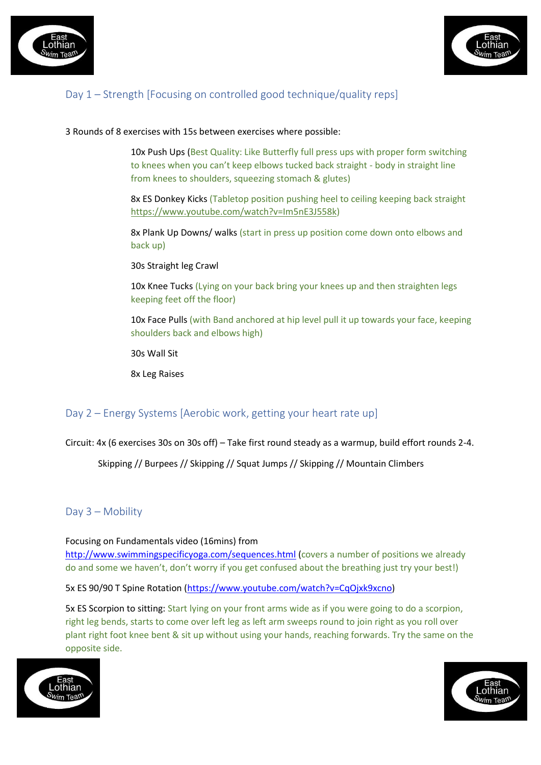## Day 1 – Strength [Focusing on controlled good technique/quality reps]

3 Rounds of 8 exercises with 15s between exercises where possible:

10x Push Ups (Best Quality: Like Butterfly full press ups with proper form switching to knees when you can't keep elbows tucked back straight - body in straight line from knees to shoulders, squeezing stomach & glutes)

8x ES Donkey Kicks (Tabletop position pushing heel to ceiling keeping back straight https://www.youtube.com/watch?v=Im5nE3J558k)

8x Plank Up Downs/ walks (start in press up position come down onto elbows and back up)

30s Straight leg Crawl

10x Knee Tucks (Lying on your back bring your knees up and then straighten legs keeping feet off the floor)

10x Face Pulls (with Band anchored at hip level pull it up towards your face, keeping shoulders back and elbows high)

30s Wall Sit

8x Leg Raises

## Day 2 – Energy Systems [Aerobic work, getting your heart rate up]

Circuit: 4x (6 exercises 30s on 30s off) – Take first round steady as a warmup, build effort rounds 2-4.

Skipping // Burpees // Skipping // Squat Jumps // Skipping // Mountain Climbers

## Day 3 – Mobility

Focusing on Fundamentals video (16mins) from http://www.swimmingspecificyoga.com/sequences.html (covers a number of positions we already do and some we haven't, don't worry if you get confused about the breathing just try your best!)

5x ES 90/90 T Spine Rotation (https://www.youtube.com/watch?v=CqOjxk9xcno)

5x ES Scorpion to sitting: Start lying on your front arms wide as if you were going to do a scorpion, right leg bends, starts to come over left leg as left arm sweeps round to join right as you roll over plant right foot knee bent & sit up without using your hands, reaching forwards. Try the same on the opposite side.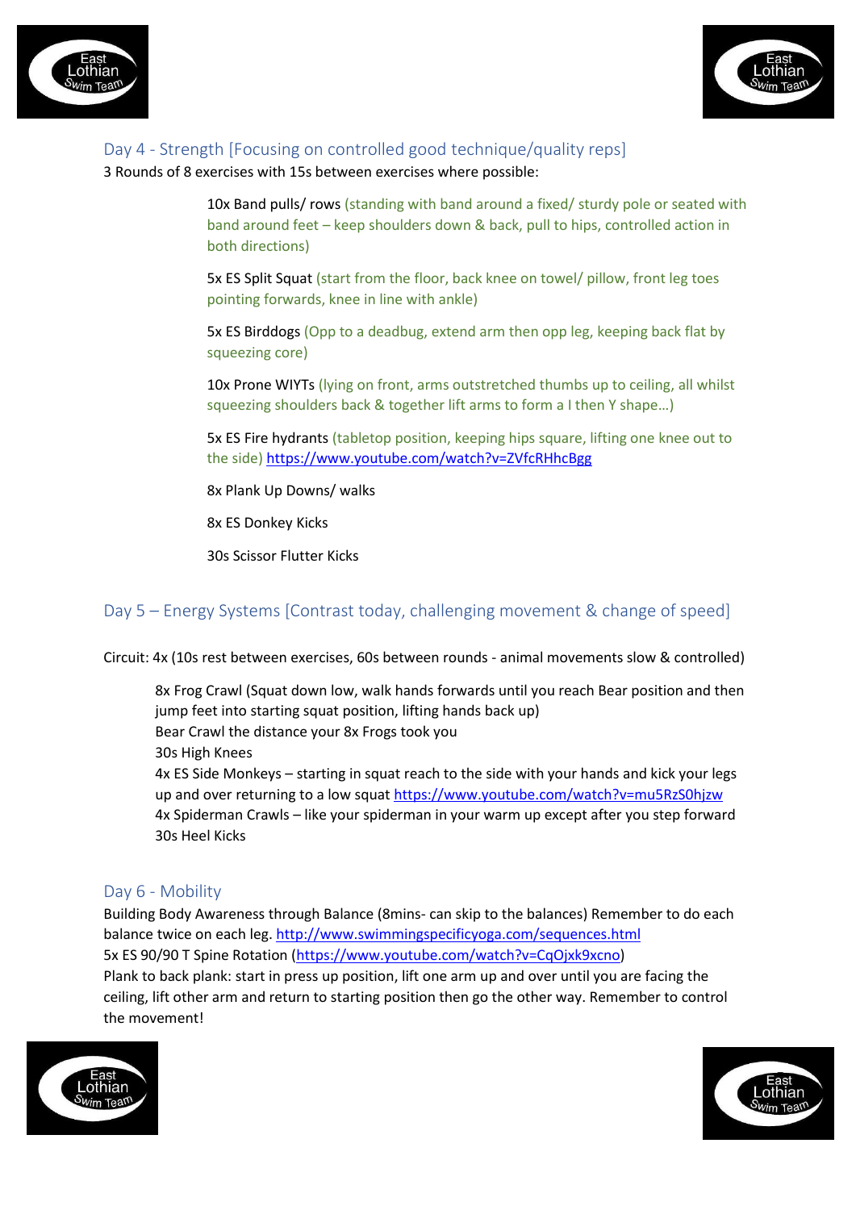## Day 4 - Strength [Focusing on controlled good technique/quality reps]

3 Rounds of 8 exercises with 15s between exercises where possible:

10x Band pulls/ rows (standing with band around a fixed/ sturdy pole or seated with band around feet – keep shoulders down & back, pull to hips, controlled action in both directions)

5x ES Split Squat (start from the floor, back knee on towel/ pillow, front leg toes pointing forwards, knee in line with ankle)

5x ES Birddogs (Opp to a deadbug, extend arm then opp leg, keeping back flat by squeezing core)

10x Prone WIYTs (lying on front, arms outstretched thumbs up to ceiling, all whilst squeezing shoulders back & together lift arms to form a I then Y shape…)

5x ES Fire hydrants (tabletop position, keeping hips square, lifting one knee out to the side) https://www.youtube.com/watch?v=ZVfcRHhcBgg

8x Plank Up Downs/ walks

8x ES Donkey Kicks

30s Scissor Flutter Kicks

## Day 5 – Energy Systems [Contrast today, challenging movement & change of speed]

Circuit: 4x (10s rest between exercises, 60s between rounds - animal movements slow & controlled)

8x Frog Crawl (Squat down low, walk hands forwards until you reach Bear position and then jump feet into starting squat position, lifting hands back up)
Bear Crawl the distance your 8x Frogs took you
30s High Knees
4x ES Side Monkeys – starting in squat reach to the side with your hands and kick your legs up and over returning to a low squat https://www.youtube.com/watch?v=mu5RzS0hjzw
4x Spiderman Crawls – like your spiderman in your warm up except after you step forward
30s Heel Kicks

## Day 6 - Mobility

Building Body Awareness through Balance (8mins- can skip to the balances) Remember to do each balance twice on each leg. http://www.swimmingspecificyoga.com/sequences.html
5x ES 90/90 T Spine Rotation (https://www.youtube.com/watch?v=CqOjxk9xcno)
Plank to back plank: start in press up position, lift one arm up and over until you are facing the ceiling, lift other arm and return to starting position then go the other way. Remember to control the movement!